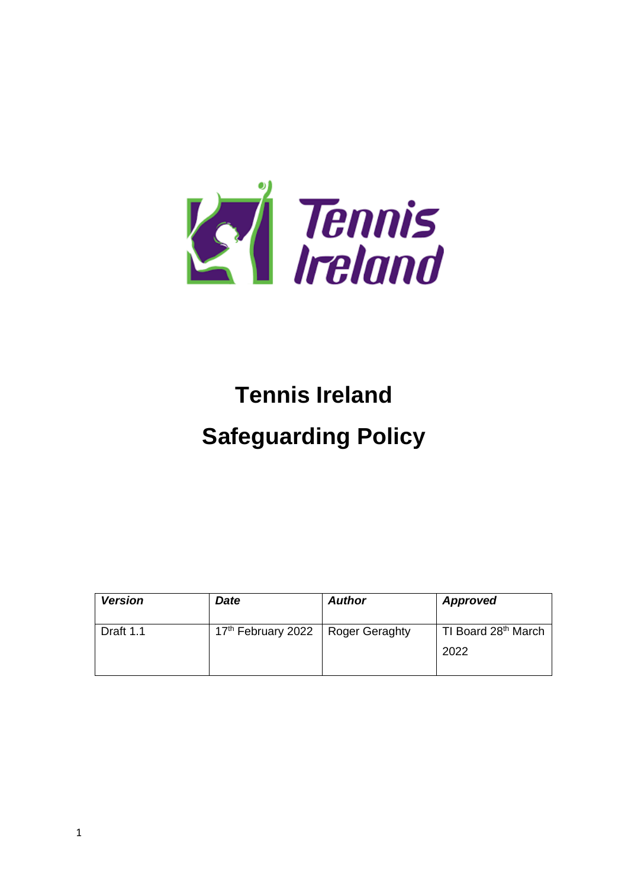# Tennis Ireland

# Safeguarding Policy

| *Version* | *Date* | *Author* | *Approved* |
| --- | --- | --- | --- |
| Draft 1.1 | 17th February 2022 | Roger Geraghty | TI Board 28th March 2022 |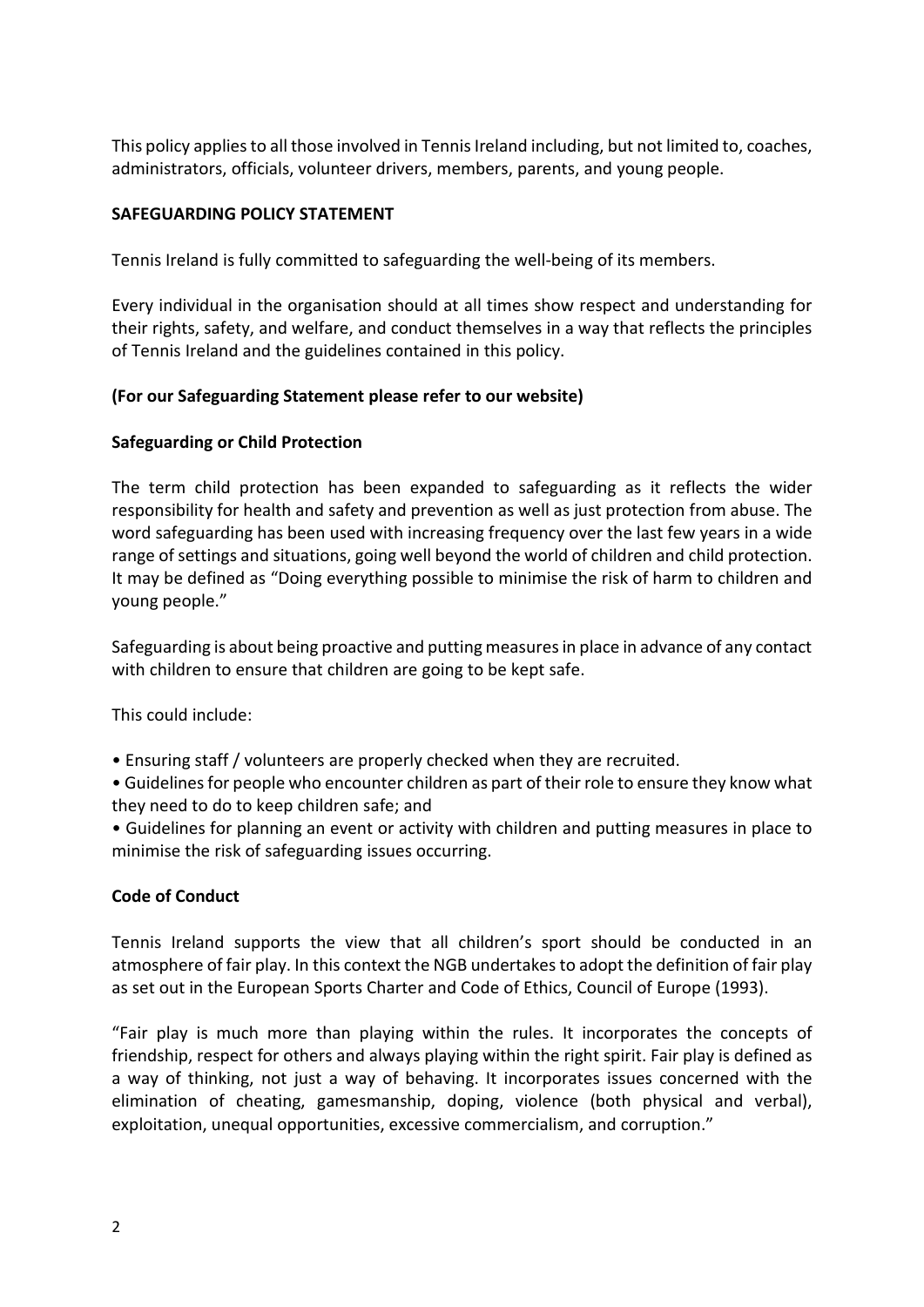This policy applies to all those involved in Tennis Ireland including, but not limited to, coaches, administrators, officials, volunteer drivers, members, parents, and young people.

**SAFEGUARDING POLICY STATEMENT**

Tennis Ireland is fully committed to safeguarding the well-being of its members.

Every individual in the organisation should at all times show respect and understanding for their rights, safety, and welfare, and conduct themselves in a way that reflects the principles of Tennis Ireland and the guidelines contained in this policy.

**(For our Safeguarding Statement please refer to our website)**

**Safeguarding or Child Protection**

The term child protection has been expanded to safeguarding as it reflects the wider responsibility for health and safety and prevention as well as just protection from abuse. The word safeguarding has been used with increasing frequency over the last few years in a wide range of settings and situations, going well beyond the world of children and child protection. It may be defined as "Doing everything possible to minimise the risk of harm to children and young people."

Safeguarding is about being proactive and putting measures in place in advance of any contact with children to ensure that children are going to be kept safe.

This could include:

- Ensuring staff / volunteers are properly checked when they are recruited.
- Guidelines for people who encounter children as part of their role to ensure they know what they need to do to keep children safe; and
- Guidelines for planning an event or activity with children and putting measures in place to minimise the risk of safeguarding issues occurring.

**Code of Conduct**

Tennis Ireland supports the view that all children's sport should be conducted in an atmosphere of fair play. In this context the NGB undertakes to adopt the definition of fair play as set out in the European Sports Charter and Code of Ethics, Council of Europe (1993).

"Fair play is much more than playing within the rules. It incorporates the concepts of friendship, respect for others and always playing within the right spirit. Fair play is defined as a way of thinking, not just a way of behaving. It incorporates issues concerned with the elimination of cheating, gamesmanship, doping, violence (both physical and verbal), exploitation, unequal opportunities, excessive commercialism, and corruption."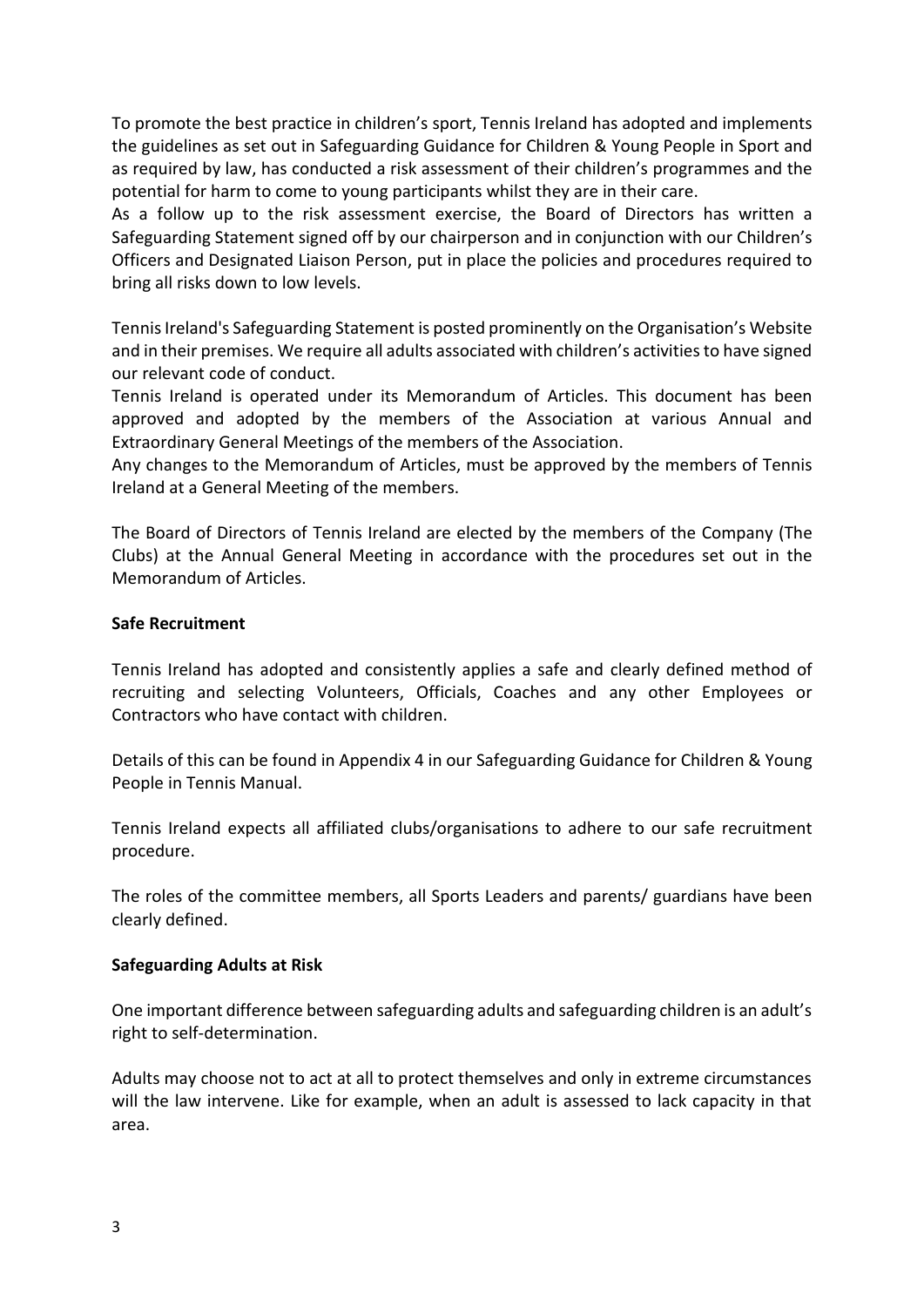To promote the best practice in children's sport, Tennis Ireland has adopted and implements the guidelines as set out in Safeguarding Guidance for Children & Young People in Sport and as required by law, has conducted a risk assessment of their children's programmes and the potential for harm to come to young participants whilst they are in their care.

As a follow up to the risk assessment exercise, the Board of Directors has written a Safeguarding Statement signed off by our chairperson and in conjunction with our Children's Officers and Designated Liaison Person, put in place the policies and procedures required to bring all risks down to low levels.

Tennis Ireland's Safeguarding Statement is posted prominently on the Organisation's Website and in their premises. We require all adults associated with children's activities to have signed our relevant code of conduct.

Tennis Ireland is operated under its Memorandum of Articles. This document has been approved and adopted by the members of the Association at various Annual and Extraordinary General Meetings of the members of the Association.

Any changes to the Memorandum of Articles, must be approved by the members of Tennis Ireland at a General Meeting of the members.

The Board of Directors of Tennis Ireland are elected by the members of the Company (The Clubs) at the Annual General Meeting in accordance with the procedures set out in the Memorandum of Articles.

**Safe Recruitment**

Tennis Ireland has adopted and consistently applies a safe and clearly defined method of recruiting and selecting Volunteers, Officials, Coaches and any other Employees or Contractors who have contact with children.

Details of this can be found in Appendix 4 in our Safeguarding Guidance for Children & Young People in Tennis Manual.

Tennis Ireland expects all affiliated clubs/organisations to adhere to our safe recruitment procedure.

The roles of the committee members, all Sports Leaders and parents/ guardians have been clearly defined.

**Safeguarding Adults at Risk**

One important difference between safeguarding adults and safeguarding children is an adult's right to self-determination.

Adults may choose not to act at all to protect themselves and only in extreme circumstances will the law intervene. Like for example, when an adult is assessed to lack capacity in that area.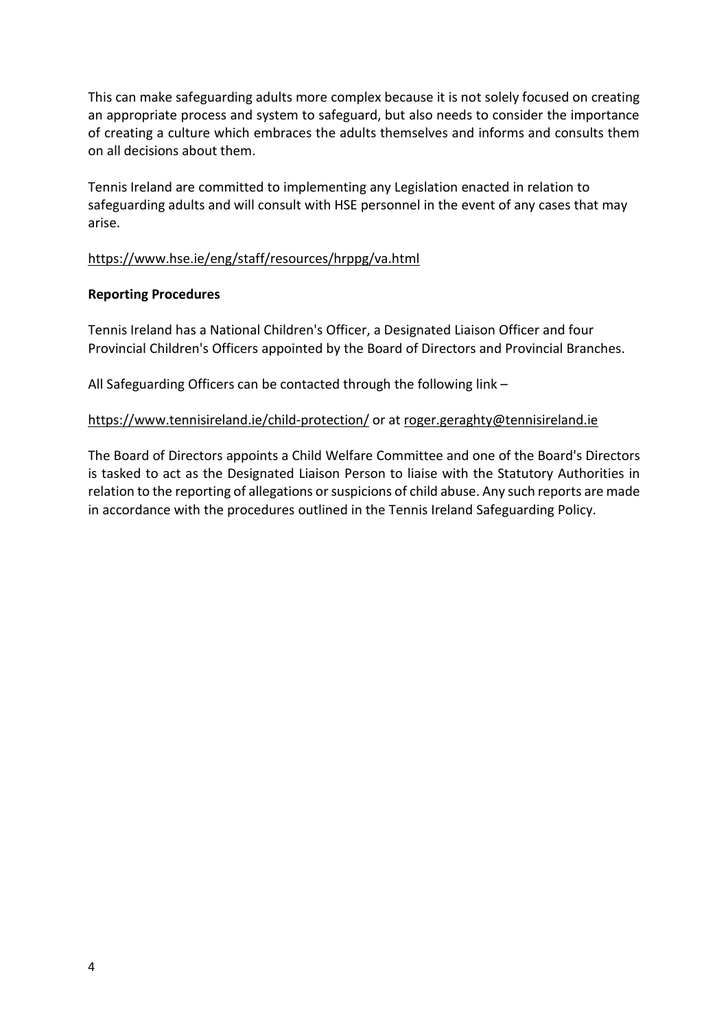This can make safeguarding adults more complex because it is not solely focused on creating an appropriate process and system to safeguard, but also needs to consider the importance of creating a culture which embraces the adults themselves and informs and consults them on all decisions about them.

Tennis Ireland are committed to implementing any Legislation enacted in relation to safeguarding adults and will consult with HSE personnel in the event of any cases that may arise.

https://www.hse.ie/eng/staff/resources/hrppg/va.html

**Reporting Procedures**

Tennis Ireland has a National Children's Officer, a Designated Liaison Officer and four Provincial Children's Officers appointed by the Board of Directors and Provincial Branches.

All Safeguarding Officers can be contacted through the following link –

https://www.tennisireland.ie/child-protection/ or at roger.geraghty@tennisireland.ie

The Board of Directors appoints a Child Welfare Committee and one of the Board's Directors is tasked to act as the Designated Liaison Person to liaise with the Statutory Authorities in relation to the reporting of allegations or suspicions of child abuse. Any such reports are made in accordance with the procedures outlined in the Tennis Ireland Safeguarding Policy.